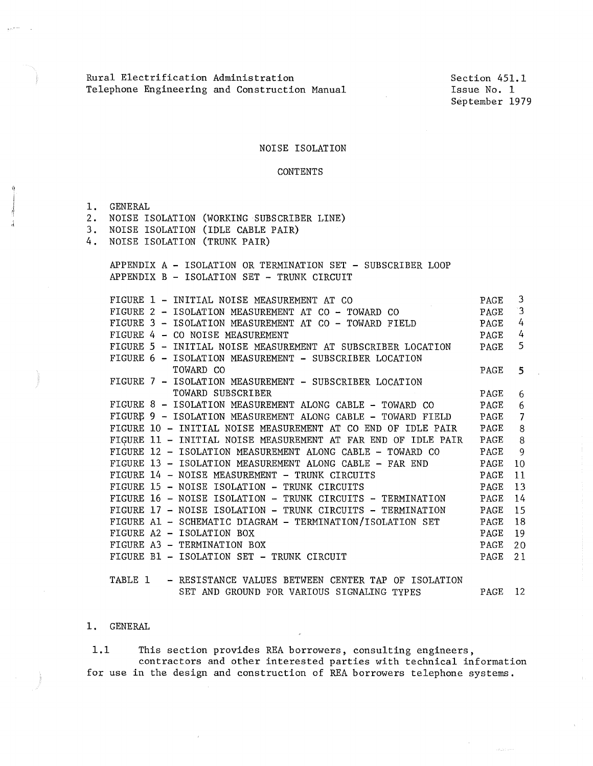Rural Electrification Administration
Telephone Engineering and Construction Manual

Section 451.1
Issue No. 1
September 1979

# NOISE ISOLATION

## CONTENTS

1. GENERAL
2. NOISE ISOLATION (WORKING SUBSCRIBER LINE)
3. NOISE ISOLATION (IDLE CABLE PAIR)
4. NOISE ISOLATION (TRUNK PAIR)

APPENDIX A - ISOLATION OR TERMINATION SET - SUBSCRIBER LOOP
APPENDIX B - ISOLATION SET - TRUNK CIRCUIT

| | |
|---|---|
| FIGURE 1 - INITIAL NOISE MEASUREMENT AT CO | PAGE 3 |
| FIGURE 2 - ISOLATION MEASUREMENT AT CO - TOWARD CO | PAGE 3 |
| FIGURE 3 - ISOLATION MEASUREMENT AT CO - TOWARD FIELD | PAGE 4 |
| FIGURE 4 - CO NOISE MEASUREMENT | PAGE 4 |
| FIGURE 5 - INITIAL NOISE MEASUREMENT AT SUBSCRIBER LOCATION | PAGE 5 |
| FIGURE 6 - ISOLATION MEASUREMENT - SUBSCRIBER LOCATION TOWARD CO | PAGE 5 |
| FIGURE 7 - ISOLATION MEASUREMENT - SUBSCRIBER LOCATION TOWARD SUBSCRIBER | PAGE 6 |
| FIGURE 8 - ISOLATION MEASUREMENT ALONG CABLE - TOWARD CO | PAGE 6 |
| FIGURE 9 - ISOLATION MEASUREMENT ALONG CABLE - TOWARD FIELD | PAGE 7 |
| FIGURE 10 - INITIAL NOISE MEASUREMENT AT CO END OF IDLE PAIR | PAGE 8 |
| FIGURE 11 - INITIAL NOISE MEASUREMENT AT FAR END OF IDLE PAIR | PAGE 8 |
| FIGURE 12 - ISOLATION MEASUREMENT ALONG CABLE - TOWARD CO | PAGE 9 |
| FIGURE 13 - ISOLATION MEASUREMENT ALONG CABLE - FAR END | PAGE 10 |
| FIGURE 14 - NOISE MEASUREMENT - TRUNK CIRCUITS | PAGE 11 |
| FIGURE 15 - NOISE ISOLATION - TRUNK CIRCUITS | PAGE 13 |
| FIGURE 16 - NOISE ISOLATION - TRUNK CIRCUITS - TERMINATION | PAGE 14 |
| FIGURE 17 - NOISE ISOLATION - TRUNK CIRCUITS - TERMINATION | PAGE 15 |
| FIGURE A1 - SCHEMATIC DIAGRAM - TERMINATION/ISOLATION SET | PAGE 18 |
| FIGURE A2 - ISOLATION BOX | PAGE 19 |
| FIGURE A3 - TERMINATION BOX | PAGE 20 |
| FIGURE B1 - ISOLATION SET - TRUNK CIRCUIT | PAGE 21 |
| TABLE 1 - RESISTANCE VALUES BETWEEN CENTER TAP OF ISOLATION SET AND GROUND FOR VARIOUS SIGNALING TYPES | PAGE 12 |

## 1. GENERAL

1.1 This section provides REA borrowers, consulting engineers, contractors and other interested parties with technical information for use in the design and construction of REA borrowers telephone systems.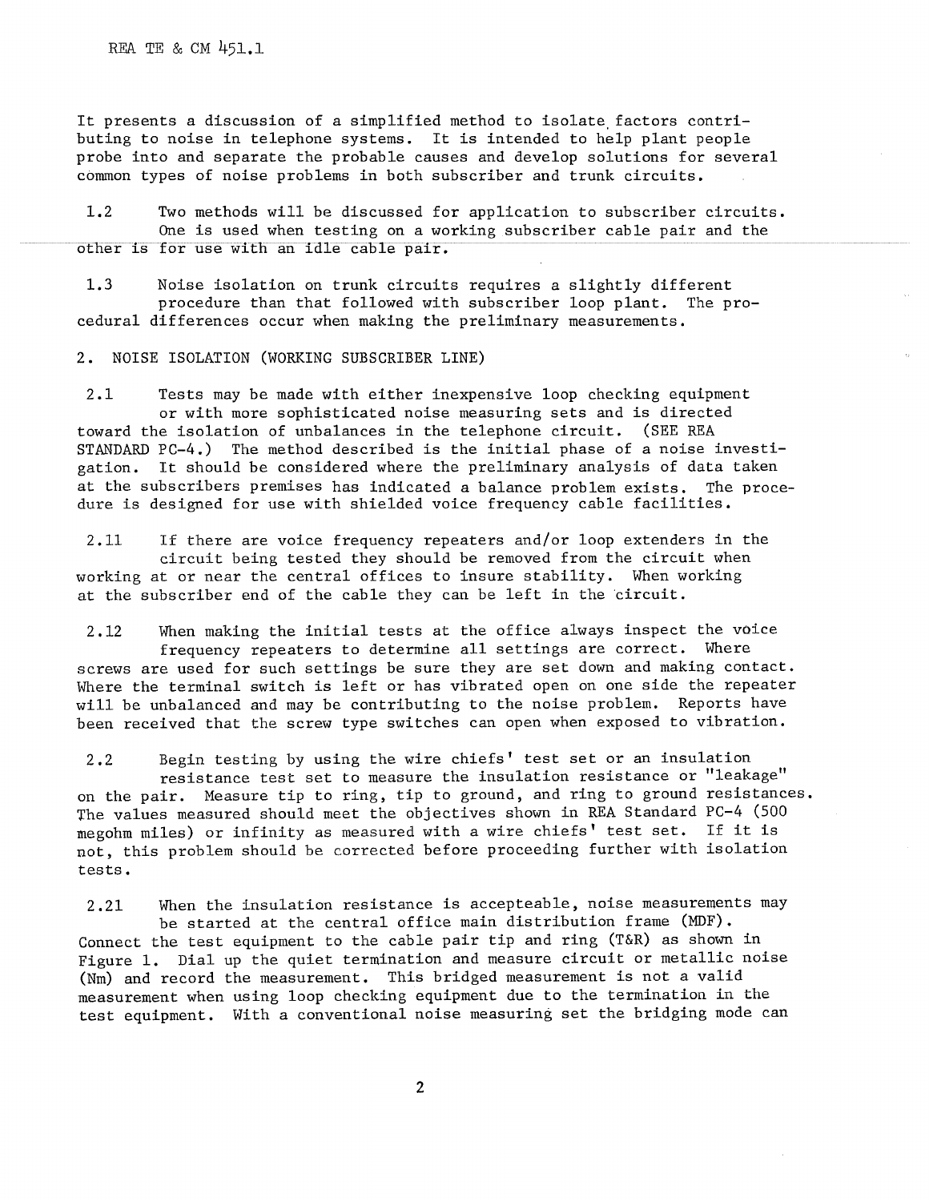It presents a discussion of a simplified method to isolate factors contributing to noise in telephone systems. It is intended to help plant people probe into and separate the probable causes and develop solutions for several common types of noise problems in both subscriber and trunk circuits.

1.2 Two methods will be discussed for application to subscriber circuits. One is used when testing on a working subscriber cable pair and the other is for use with an idle cable pair.

1.3 Noise isolation on trunk circuits requires a slightly different procedure than that followed with subscriber loop plant. The procedural differences occur when making the preliminary measurements.

## 2. NOISE ISOLATION (WORKING SUBSCRIBER LINE)

2.1 Tests may be made with either inexpensive loop checking equipment or with more sophisticated noise measuring sets and is directed toward the isolation of unbalances in the telephone circuit. (SEE REA STANDARD PC-4.) The method described is the initial phase of a noise investigation. It should be considered where the preliminary analysis of data taken at the subscribers premises has indicated a balance problem exists. The procedure is designed for use with shielded voice frequency cable facilities.

2.11 If there are voice frequency repeaters and/or loop extenders in the circuit being tested they should be removed from the circuit when working at or near the central offices to insure stability. When working at the subscriber end of the cable they can be left in the circuit.

2.12 When making the initial tests at the office always inspect the voice frequency repeaters to determine all settings are correct. Where screws are used for such settings be sure they are set down and making contact. Where the terminal switch is left or has vibrated open on one side the repeater will be unbalanced and may be contributing to the noise problem. Reports have been received that the screw type switches can open when exposed to vibration.

2.2 Begin testing by using the wire chiefs' test set or an insulation resistance test set to measure the insulation resistance or "leakage" on the pair. Measure tip to ring, tip to ground, and ring to ground resistances. The values measured should meet the objectives shown in REA Standard PC-4 (500 megohm miles) or infinity as measured with a wire chiefs' test set. If it is not, this problem should be corrected before proceeding further with isolation tests.

2.21 When the insulation resistance is accepteable, noise measurements may be started at the central office main distribution frame (MDF). Connect the test equipment to the cable pair tip and ring (T&R) as shown in Figure 1. Dial up the quiet termination and measure circuit or metallic noise (Nm) and record the measurement. This bridged measurement is not a valid measurement when using loop checking equipment due to the termination in the test equipment. With a conventional noise measuring set the bridging mode can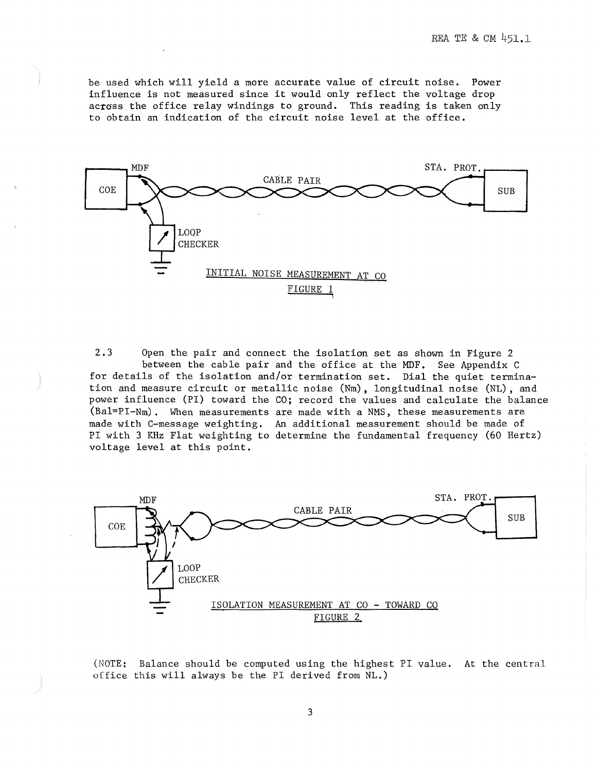be used which will yield a more accurate value of circuit noise. Power influence is not measured since it would only reflect the voltage drop across the office relay windings to ground. This reading is taken only to obtain an indication of the circuit noise level at the office.

INITIAL NOISE MEASUREMENT AT CO

FIGURE 1

2.3 Open the pair and connect the isolation set as shown in Figure 2 between the cable pair and the office at the MDF. See Appendix C for details of the isolation and/or termination set. Dial the quiet termination and measure circuit or metallic noise (Nm), longitudinal noise (NL), and power influence (PI) toward the CO; record the values and calculate the balance (Bal=PI-Nm). When measurements are made with a NMS, these measurements are made with C-message weighting. An additional measurement should be made of PI with 3 KHz Flat weighting to determine the fundamental frequency (60 Hertz) voltage level at this point.

ISOLATION MEASUREMENT AT CO - TOWARD CO

FIGURE 2

(NOTE: Balance should be computed using the highest PI value. At the central office this will always be the PI derived from NL.)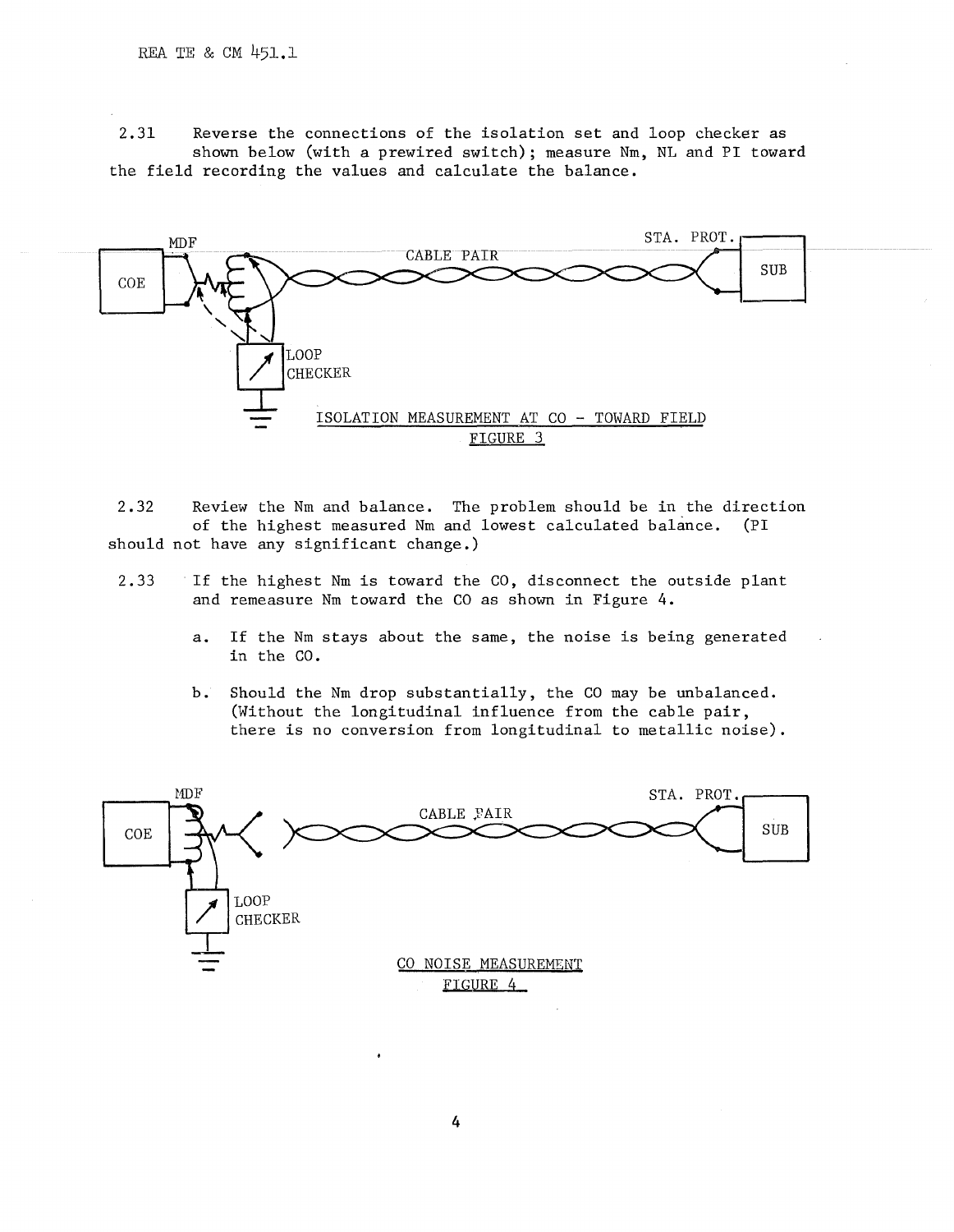2.31 Reverse the connections of the isolation set and loop checker as shown below (with a prewired switch); measure Nm, NL and PI toward the field recording the values and calculate the balance.

MDF

STA. PROT.

CABLE PAIR

COE

SUB

LOOP CHECKER

ISOLATION MEASUREMENT AT CO - TOWARD FIELD

FIGURE 3

2.32 Review the Nm and balance. The problem should be in the direction of the highest measured Nm and lowest calculated balance. (PI should not have any significant change.)

2.33 If the highest Nm is toward the CO, disconnect the outside plant and remeasure Nm toward the CO as shown in Figure 4.

a. If the Nm stays about the same, the noise is being generated in the CO.

b. Should the Nm drop substantially, the CO may be unbalanced. (Without the longitudinal influence from the cable pair, there is no conversion from longitudinal to metallic noise).

MDF

STA. PROT.

CABLE PAIR

COE

SUB

LOOP CHECKER

CO NOISE MEASUREMENT

FIGURE 4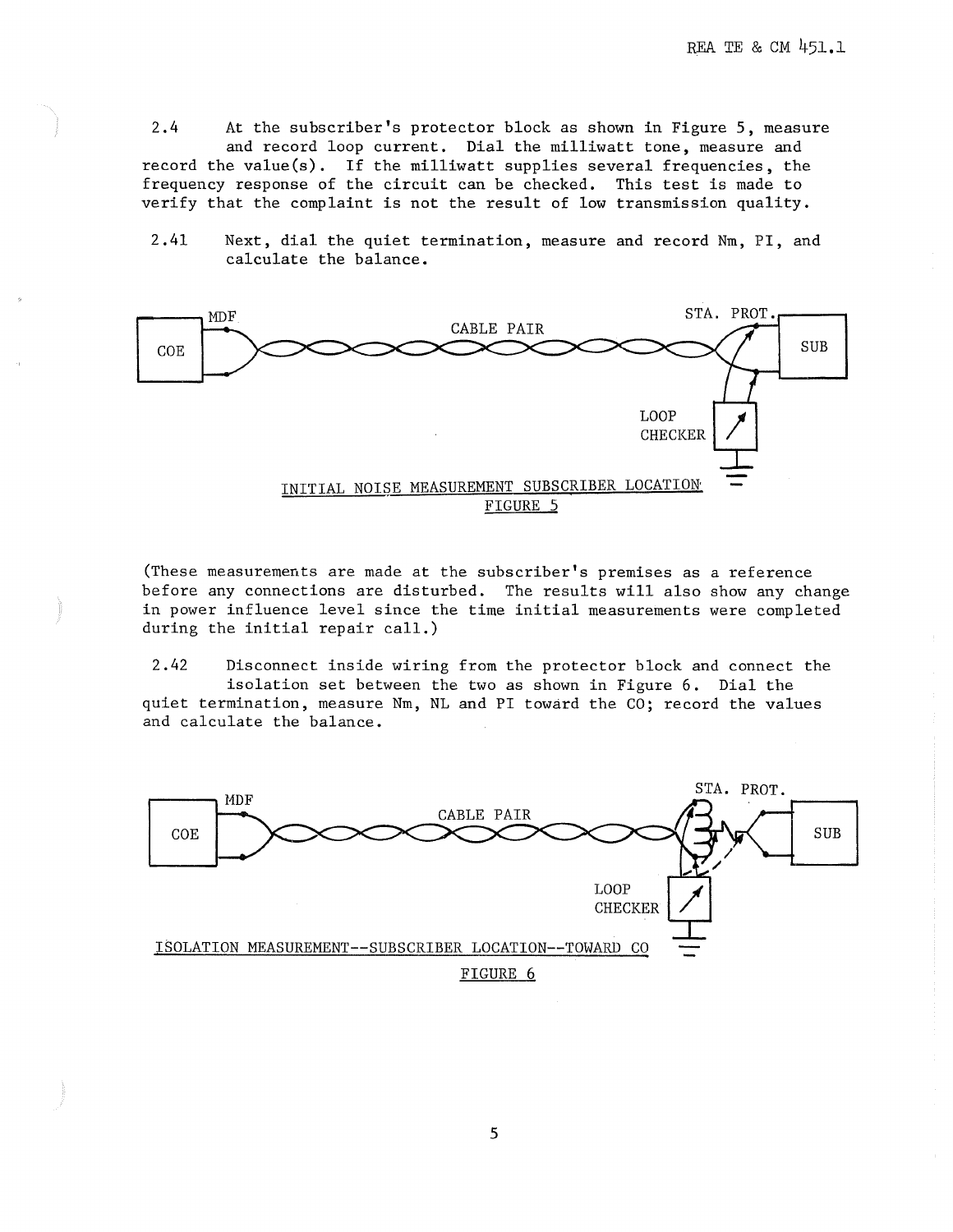2.4 At the subscriber's protector block as shown in Figure 5, measure and record loop current. Dial the milliwatt tone, measure and record the value(s). If the milliwatt supplies several frequencies, the frequency response of the circuit can be checked. This test is made to verify that the complaint is not the result of low transmission quality.

2.41 Next, dial the quiet termination, measure and record Nm, PI, and calculate the balance.

INITIAL NOISE MEASUREMENT SUBSCRIBER LOCATION
FIGURE 5

(These measurements are made at the subscriber's premises as a reference before any connections are disturbed. The results will also show any change in power influence level since the time initial measurements were completed during the initial repair call.)

2.42 Disconnect inside wiring from the protector block and connect the isolation set between the two as shown in Figure 6. Dial the quiet termination, measure Nm, NL and PI toward the CO; record the values and calculate the balance.

ISOLATION MEASUREMENT--SUBSCRIBER LOCATION--TOWARD CO
FIGURE 6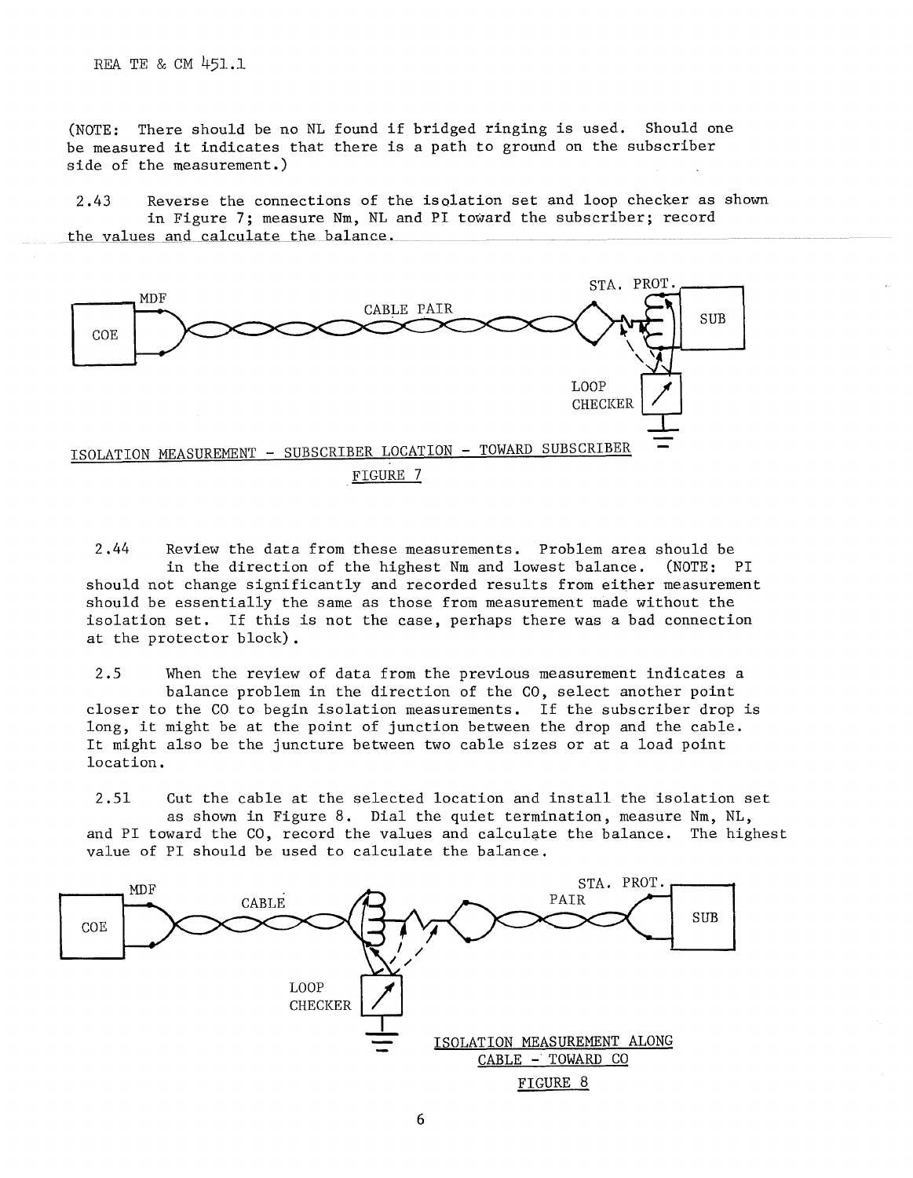(NOTE: There should be no NL found if bridged ringing is used. Should one be measured it indicates that there is a path to ground on the subscriber side of the measurement.)

2.43 Reverse the connections of the isolation set and loop checker as shown in Figure 7; measure Nm, NL and PI toward the subscriber; record the values and calculate the balance.

MDF COE CABLE PAIR STA. PROT. SUB LOOP CHECKER

ISOLATION MEASUREMENT - SUBSCRIBER LOCATION - TOWARD SUBSCRIBER

FIGURE 7

2.44 Review the data from these measurements. Problem area should be in the direction of the highest Nm and lowest balance. (NOTE: PI should not change significantly and recorded results from either measurement should be essentially the same as those from measurement made without the isolation set. If this is not the case, perhaps there was a bad connection at the protector block).

2.5 When the review of data from the previous measurement indicates a balance problem in the direction of the CO, select another point closer to the CO to begin isolation measurements. If the subscriber drop is long, it might be at the point of junction between the drop and the cable. It might also be the juncture between two cable sizes or at a load point location.

2.51 Cut the cable at the selected location and install the isolation set as shown in Figure 8. Dial the quiet termination, measure Nm, NL, and PI toward the CO, record the values and calculate the balance. The highest value of PI should be used to calculate the balance.

MDF COE CABLE PAIR STA. PROT. SUB LOOP CHECKER

ISOLATION MEASUREMENT ALONG CABLE - TOWARD CO

FIGURE 8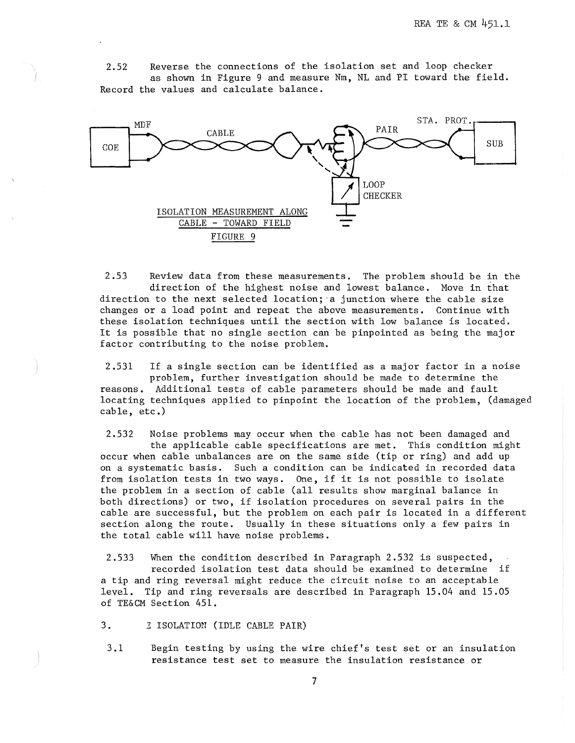2.52 Reverse the connections of the isolation set and loop checker as shown in Figure 9 and measure Nm, NL and PI toward the field. Record the values and calculate balance.

ISOLATION MEASUREMENT ALONG CABLE - TOWARD FIELD

FIGURE 9

2.53 Review data from these measurements. The problem should be in the direction of the highest noise and lowest balance. Move in that direction to the next selected location; a junction where the cable size changes or a load point and repeat the above measurements. Continue with these isolation techniques until the section with low balance is located. It is possible that no single section can be pinpointed as being the major factor contributing to the noise problem.

2.531 If a single section can be identified as a major factor in a noise problem, further investigation should be made to determine the reasons. Additional tests of cable parameters should be made and fault locating techniques applied to pinpoint the location of the problem, (damaged cable, etc.)

2.532 Noise problems may occur when the cable has not been damaged and the applicable cable specifications are met. This condition might occur when cable unbalances are on the same side (tip or ring) and add up on a systematic basis. Such a condition can be indicated in recorded data from isolation tests in two ways. One, if it is not possible to isolate the problem in a section of cable (all results show marginal balance in both directions) or two, if isolation procedures on several pairs in the cable are successful, but the problem on each pair is located in a different section along the route. Usually in these situations only a few pairs in the total cable will have noise problems.

2.533 When the condition described in Paragraph 2.532 is suspected, recorded isolation test data should be examined to determine if a tip and ring reversal might reduce the circuit noise to an acceptable level. Tip and ring reversals are described in Paragraph 15.04 and 15.05 of TE&CM Section 451.

## 3. 3 ISOLATION (IDLE CABLE PAIR)

3.1 Begin testing by using the wire chief's test set or an insulation resistance test set to measure the insulation resistance or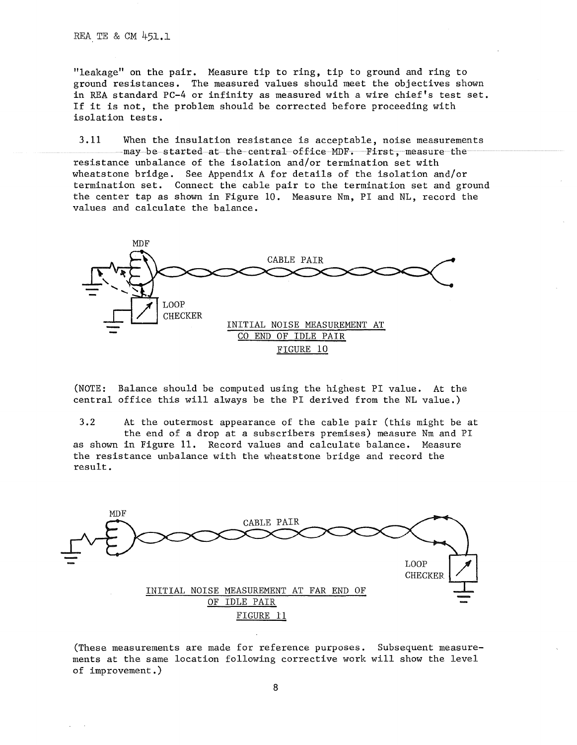"leakage" on the pair. Measure tip to ring, tip to ground and ring to ground resistances. The measured values should meet the objectives shown in REA standard PC-4 or infinity as measured with a wire chief's test set. If it is not, the problem should be corrected before proceeding with isolation tests.

3.11 When the insulation resistance is acceptable, noise measurements may be started at the central office MDF. First, measure the resistance unbalance of the isolation and/or termination set with wheatstone bridge. See Appendix A for details of the isolation and/or termination set. Connect the cable pair to the termination set and ground the center tap as shown in Figure 10. Measure Nm, PI and NL, record the values and calculate the balance.

MDF

CABLE PAIR

LOOP CHECKER

INITIAL NOISE MEASUREMENT AT CO END OF IDLE PAIR

FIGURE 10

(NOTE: Balance should be computed using the highest PI value. At the central office this will always be the PI derived from the NL value.)

3.2 At the outermost appearance of the cable pair (this might be at the end of a drop at a subscribers premises) measure Nm and PI as shown in Figure 11. Record values and calculate balance. Measure the resistance unbalance with the wheatstone bridge and record the result.

MDF

CABLE PAIR

LOOP CHECKER

INITIAL NOISE MEASUREMENT AT FAR END OF OF IDLE PAIR

FIGURE 11

(These measurements are made for reference purposes. Subsequent measurements at the same location following corrective work will show the level of improvement.)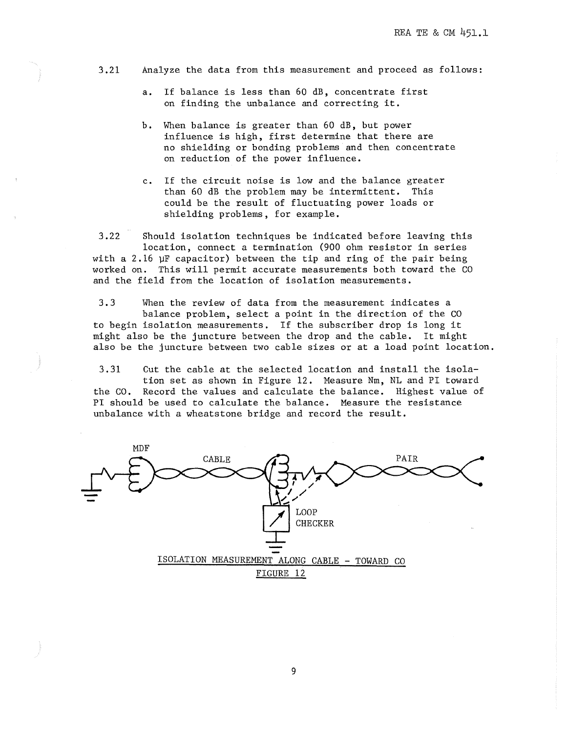3.21 Analyze the data from this measurement and proceed as follows:

a. If balance is less than 60 dB, concentrate first on finding the unbalance and correcting it.

b. When balance is greater than 60 dB, but power influence is high, first determine that there are no shielding or bonding problems and then concentrate on reduction of the power influence.

c. If the circuit noise is low and the balance greater than 60 dB the problem may be intermittent. This could be the result of fluctuating power loads or shielding problems, for example.

3.22 Should isolation techniques be indicated before leaving this location, connect a termination (900 ohm resistor in series with a 2.16 μF capacitor) between the tip and ring of the pair being worked on. This will permit accurate measurements both toward the CO and the field from the location of isolation measurements.

3.3 When the review of data from the measurement indicates a balance problem, select a point in the direction of the CO to begin isolation measurements. If the subscriber drop is long it might also be the juncture between the drop and the cable. It might also be the juncture between two cable sizes or at a load point location.

3.31 Cut the cable at the selected location and install the isolation set as shown in Figure 12. Measure Nm, NL and PI toward the CO. Record the values and calculate the balance. Highest value of PI should be used to calculate the balance. Measure the resistance unbalance with a wheatstone bridge and record the result.

MDF CABLE PAIR LOOP CHECKER

ISOLATION MEASUREMENT ALONG CABLE - TOWARD CO

FIGURE 12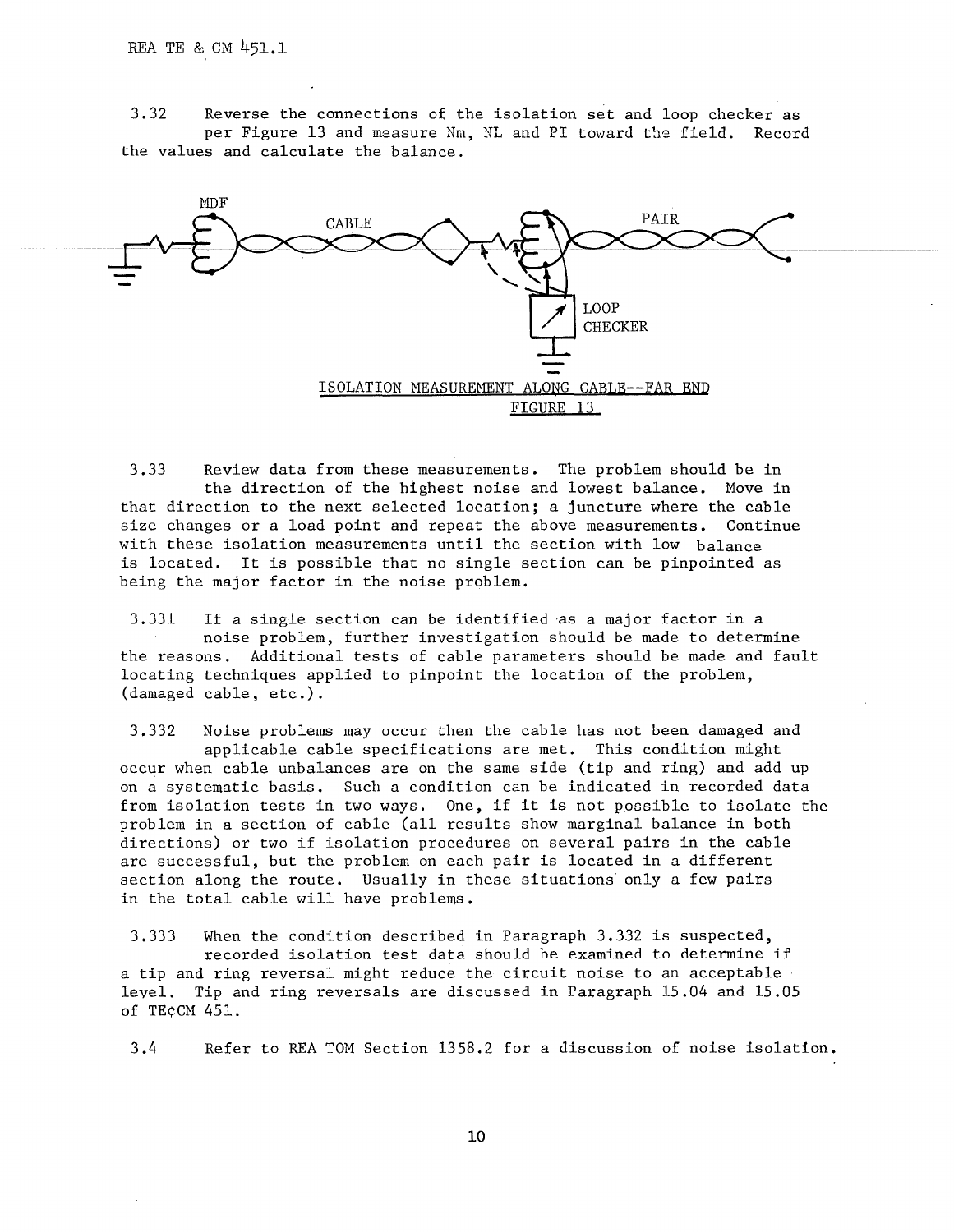3.32 Reverse the connections of the isolation set and loop checker as per Figure 13 and measure Nm, NL and PI toward the field. Record the values and calculate the balance.

MDF

CABLE

PAIR

LOOP CHECKER

ISOLATION MEASUREMENT ALONG CABLE--FAR END

FIGURE 13

3.33 Review data from these measurements. The problem should be in the direction of the highest noise and lowest balance. Move in that direction to the next selected location; a juncture where the cable size changes or a load point and repeat the above measurements. Continue with these isolation measurements until the section with low balance is located. It is possible that no single section can be pinpointed as being the major factor in the noise problem.

3.331 If a single section can be identified as a major factor in a noise problem, further investigation should be made to determine the reasons. Additional tests of cable parameters should be made and fault locating techniques applied to pinpoint the location of the problem, (damaged cable, etc.).

3.332 Noise problems may occur then the cable has not been damaged and applicable cable specifications are met. This condition might occur when cable unbalances are on the same side (tip and ring) and add up on a systematic basis. Such a condition can be indicated in recorded data from isolation tests in two ways. One, if it is not possible to isolate the problem in a section of cable (all results show marginal balance in both directions) or two if isolation procedures on several pairs in the cable are successful, but the problem on each pair is located in a different section along the route. Usually in these situations only a few pairs in the total cable will have problems.

3.333 When the condition described in Paragraph 3.332 is suspected, recorded isolation test data should be examined to determine if a tip and ring reversal might reduce the circuit noise to an acceptable level. Tip and ring reversals are discussed in Paragraph 15.04 and 15.05 of TE¢CM 451.

3.4 Refer to REA TOM Section 1358.2 for a discussion of noise isolation.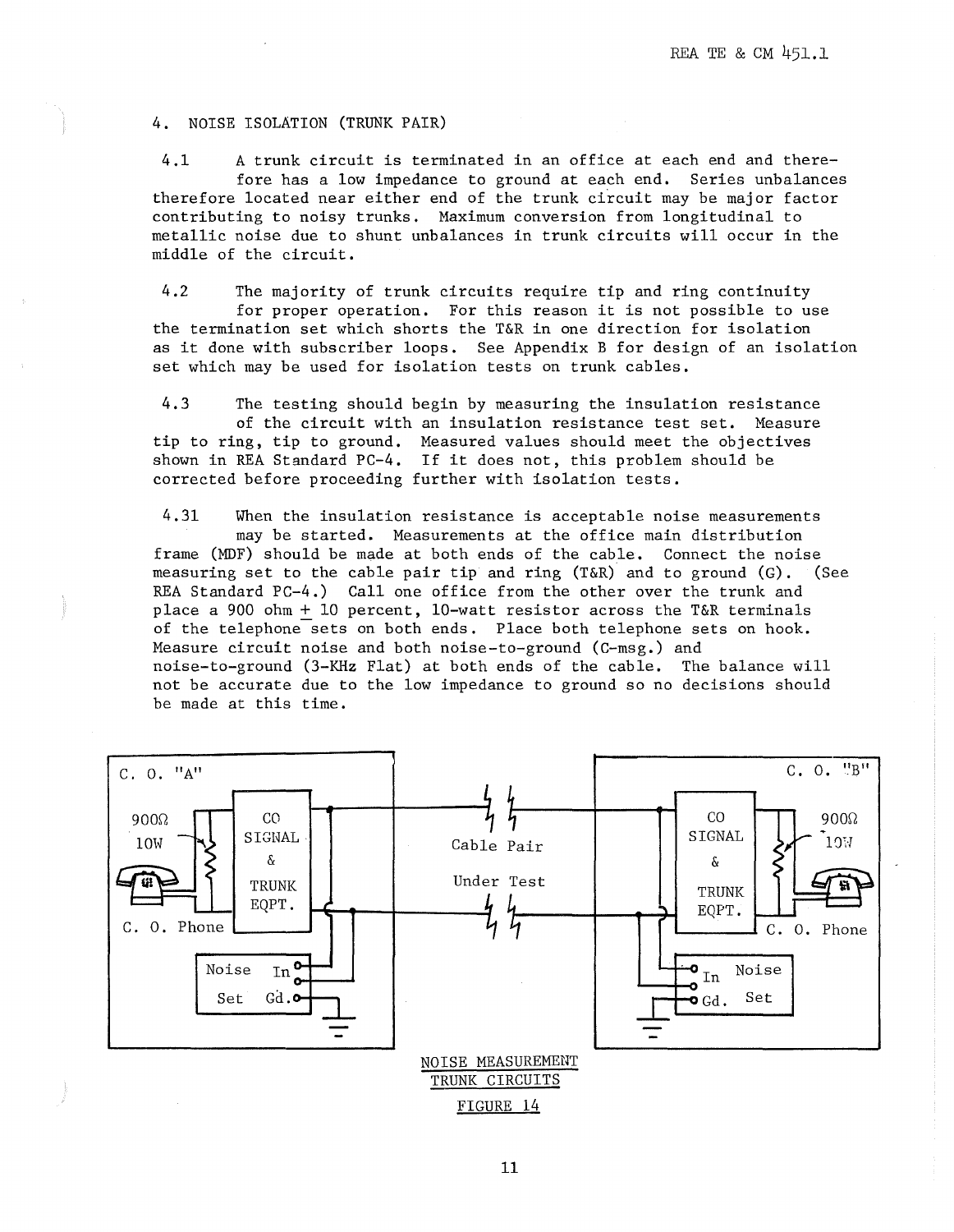## 4. NOISE ISOLATION (TRUNK PAIR)

4.1 A trunk circuit is terminated in an office at each end and therefore has a low impedance to ground at each end. Series unbalances therefore located near either end of the trunk circuit may be major factor contributing to noisy trunks. Maximum conversion from longitudinal to metallic noise due to shunt unbalances in trunk circuits will occur in the middle of the circuit.

4.2 The majority of trunk circuits require tip and ring continuity for proper operation. For this reason it is not possible to use the termination set which shorts the T&R in one direction for isolation as it done with subscriber loops. See Appendix B for design of an isolation set which may be used for isolation tests on trunk cables.

4.3 The testing should begin by measuring the insulation resistance of the circuit with an insulation resistance test set. Measure tip to ring, tip to ground. Measured values should meet the objectives shown in REA Standard PC-4. If it does not, this problem should be corrected before proceeding further with isolation tests.

4.31 When the insulation resistance is acceptable noise measurements may be started. Measurements at the office main distribution frame (MDF) should be made at both ends of the cable. Connect the noise measuring set to the cable pair tip and ring (T&R) and to ground (G). (See REA Standard PC-4.) Call one office from the other over the trunk and place a 900 ohm ± 10 percent, 10-watt resistor across the T&R terminals of the telephone sets on both ends. Place both telephone sets on hook. Measure circuit noise and both noise-to-ground (C-msg.) and noise-to-ground (3-KHz Flat) at both ends of the cable. The balance will not be accurate due to the low impedance to ground so no decisions should be made at this time.

C. O. "A" — 900Ω 10W — C. O. Phone — CO SIGNAL & TRUNK EQPT. — Noise Set (In, Gd.) — Cable Pair Under Test — C. O. "B" — CO SIGNAL & TRUNK EQPT. — 900Ω 10W — C. O. Phone — Noise Set (In, Gd.)

NOISE MEASUREMENT
TRUNK CIRCUITS
FIGURE 14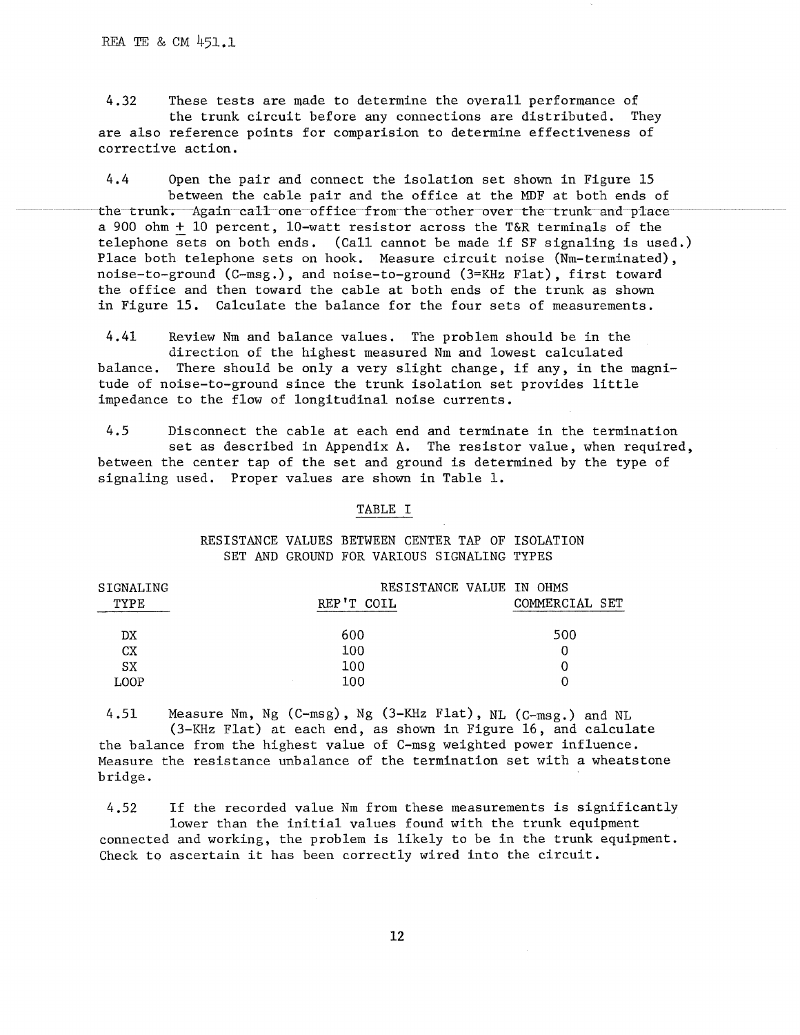4.32 These tests are made to determine the overall performance of the trunk circuit before any connections are distributed. They are also reference points for comparision to determine effectiveness of corrective action.

4.4 Open the pair and connect the isolation set shown in Figure 15 between the cable pair and the office at the MDF at both ends of the trunk. Again call one office from the other over the trunk and place a 900 ohm ± 10 percent, 10-watt resistor across the T&R terminals of the telephone sets on both ends. (Call cannot be made if SF signaling is used.) Place both telephone sets on hook. Measure circuit noise (Nm-terminated), noise-to-ground (C-msg.), and noise-to-ground (3=KHz Flat), first toward the office and then toward the cable at both ends of the trunk as shown in Figure 15. Calculate the balance for the four sets of measurements.

4.41 Review Nm and balance values. The problem should be in the direction of the highest measured Nm and lowest calculated balance. There should be only a very slight change, if any, in the magnitude of noise-to-ground since the trunk isolation set provides little impedance to the flow of longitudinal noise currents.

4.5 Disconnect the cable at each end and terminate in the termination set as described in Appendix A. The resistor value, when required, between the center tap of the set and ground is determined by the type of signaling used. Proper values are shown in Table 1.

TABLE I

RESISTANCE VALUES BETWEEN CENTER TAP OF ISOLATION SET AND GROUND FOR VARIOUS SIGNALING TYPES

| SIGNALING TYPE | RESISTANCE VALUE IN OHMS | |
|---|---|---|
| | REP'T COIL | COMMERCIAL SET |
| DX | 600 | 500 |
| CX | 100 | 0 |
| SX | 100 | 0 |
| LOOP | 100 | 0 |

4.51 Measure Nm, Ng (C-msg), Ng (3-KHz Flat), NL (C-msg.) and NL (3-KHz Flat) at each end, as shown in Figure 16, and calculate the balance from the highest value of C-msg weighted power influence. Measure the resistance unbalance of the termination set with a wheatstone bridge.

4.52 If the recorded value Nm from these measurements is significantly lower than the initial values found with the trunk equipment connected and working, the problem is likely to be in the trunk equipment. Check to ascertain it has been correctly wired into the circuit.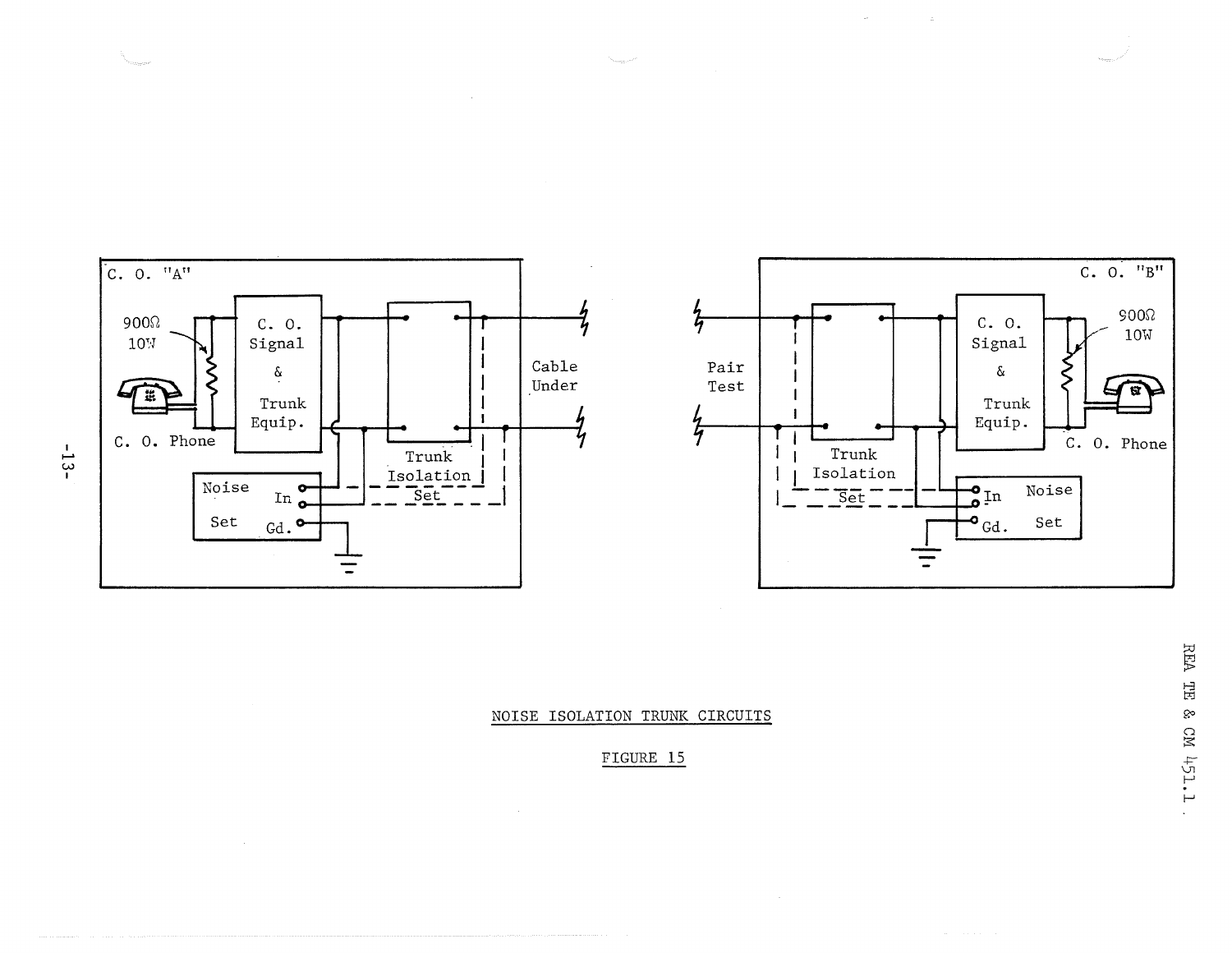C. O. "A"

900Ω
10W

C. O. Signal & Trunk Equip.

C. O. Phone

Noise Set

In

Gd.

Trunk Isolation Set

Cable Under

Pair Test

C. O. "B"

900Ω
10W

C. O. Signal & Trunk Equip.

C. O. Phone

Trunk Isolation Set

Noise Set

In

Gd.

NOISE ISOLATION TRUNK CIRCUITS

FIGURE 15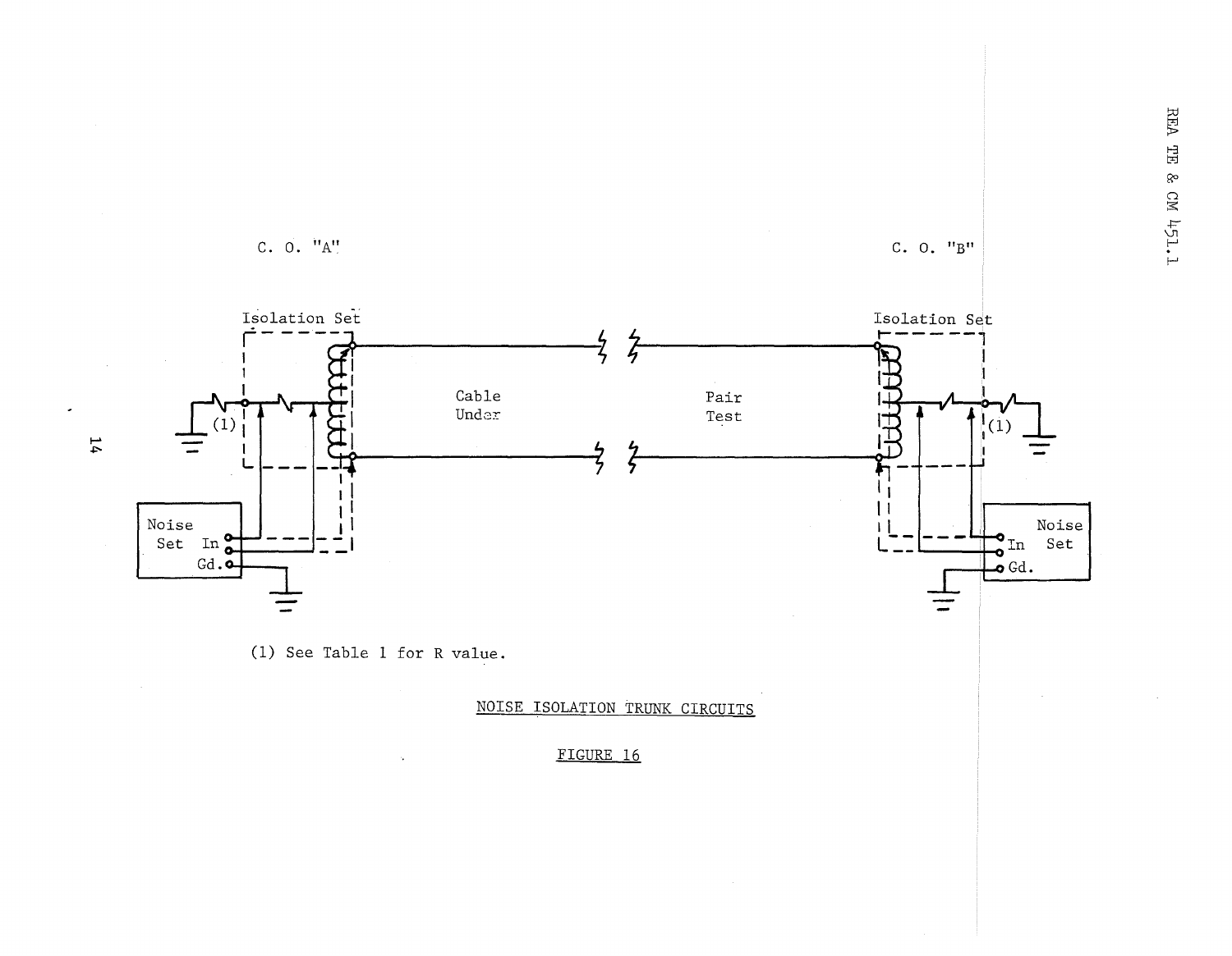C. O. "A"

C. O. "B"

Isolation Set

Isolation Set

Cable Under Pair Test

(1)

(1)

Noise Set In Gd.

Noise Set In Gd.

(1) See Table 1 for R value.

NOISE ISOLATION TRUNK CIRCUITS

FIGURE 16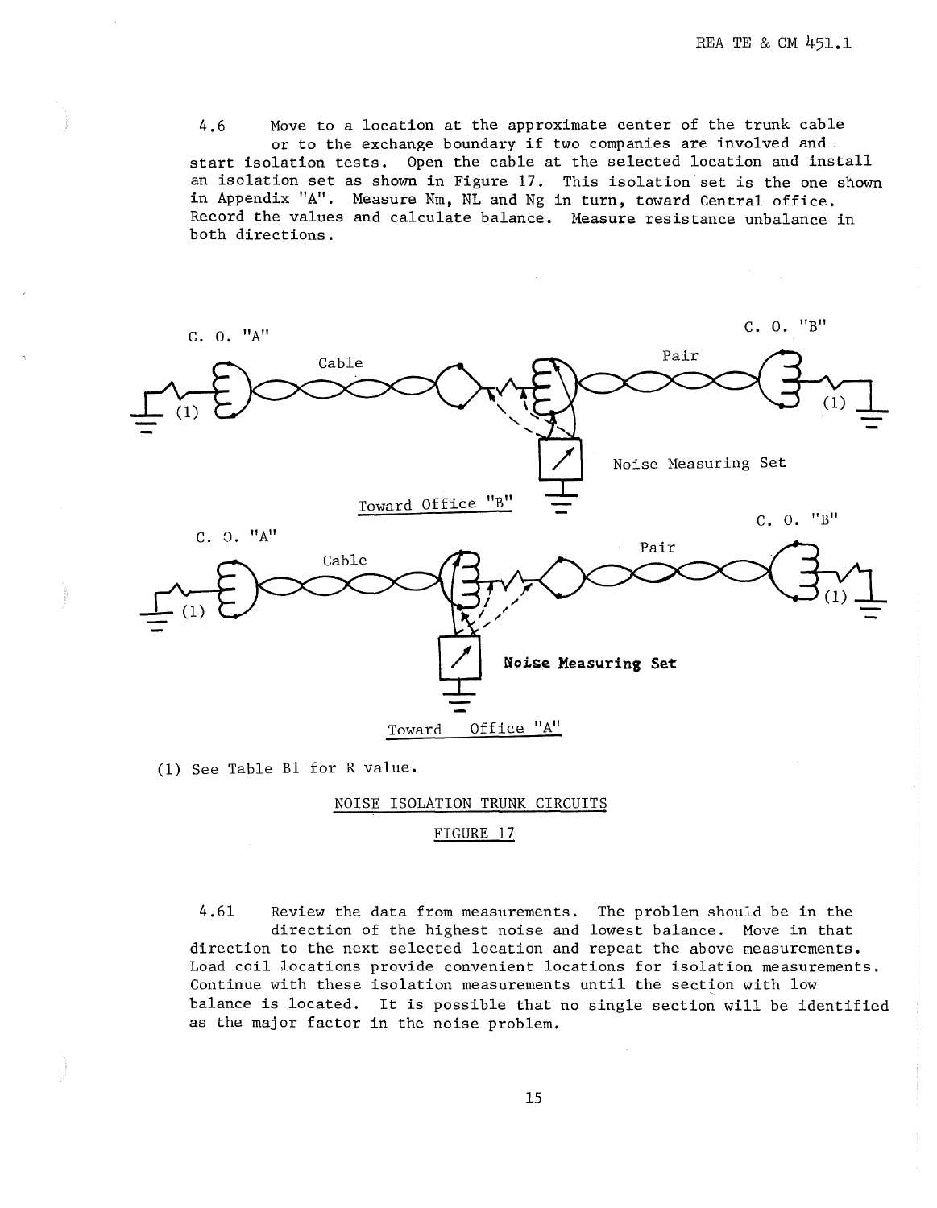4.6 Move to a location at the approximate center of the trunk cable or to the exchange boundary if two companies are involved and start isolation tests. Open the cable at the selected location and install an isolation set as shown in Figure 17. This isolation set is the one shown in Appendix "A". Measure Nm, NL and Ng in turn, toward Central office. Record the values and calculate balance. Measure resistance unbalance in both directions.

C. O. "A"

Cable

Pair

C. O. "B"

(1)

(1)

Noise Measuring Set

Toward Office "B"

C. O. "A"

Cable

Pair

C. O. "B"

(1)

(1)

**Noise Measuring Set**

Toward Office "A"

(1) See Table B1 for R value.

NOISE ISOLATION TRUNK CIRCUITS

FIGURE 17

4.61 Review the data from measurements. The problem should be in the direction of the highest noise and lowest balance. Move in that direction to the next selected location and repeat the above measurements. Load coil locations provide convenient locations for isolation measurements. Continue with these isolation measurements until the section with low balance is located. It is possible that no single section will be identified as the major factor in the noise problem.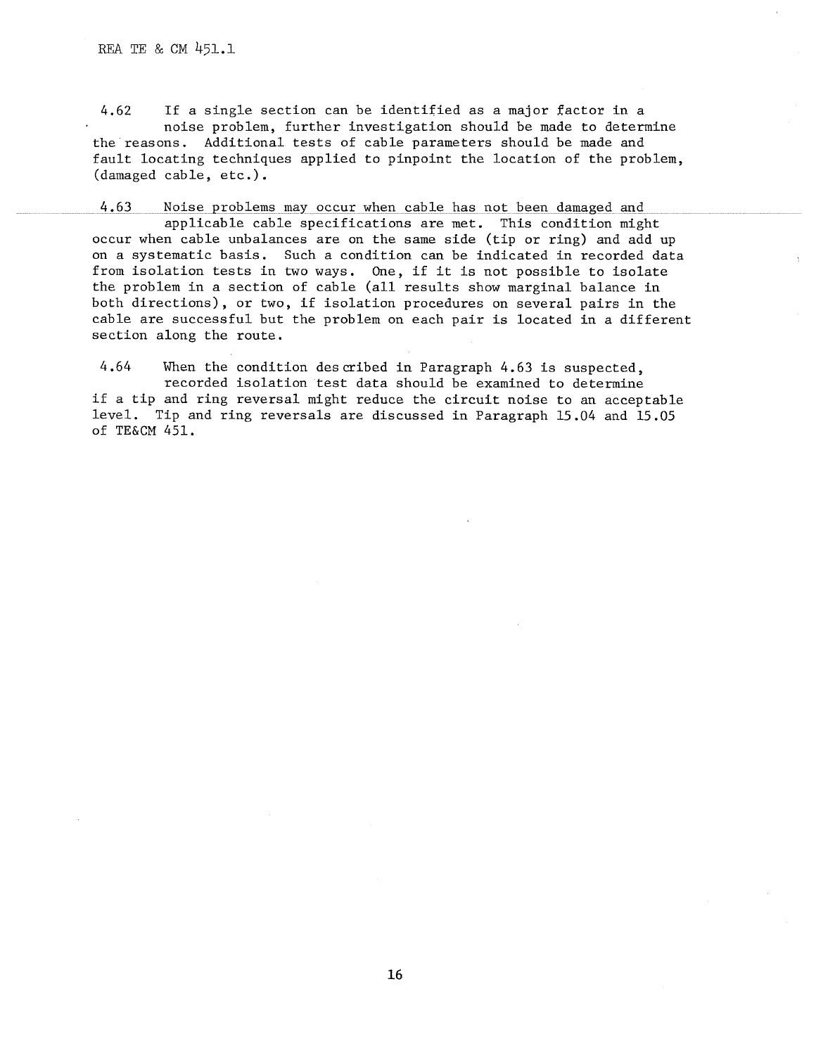4.62 If a single section can be identified as a major factor in a noise problem, further investigation should be made to determine the reasons. Additional tests of cable parameters should be made and fault locating techniques applied to pinpoint the location of the problem, (damaged cable, etc.).

4.63 Noise problems may occur when cable has not been damaged and applicable cable specifications are met. This condition might occur when cable unbalances are on the same side (tip or ring) and add up on a systematic basis. Such a condition can be indicated in recorded data from isolation tests in two ways. One, if it is not possible to isolate the problem in a section of cable (all results show marginal balance in both directions), or two, if isolation procedures on several pairs in the cable are successful but the problem on each pair is located in a different section along the route.

4.64 When the condition described in Paragraph 4.63 is suspected, recorded isolation test data should be examined to determine if a tip and ring reversal might reduce the circuit noise to an acceptable level. Tip and ring reversals are discussed in Paragraph 15.04 and 15.05 of TE&CM 451.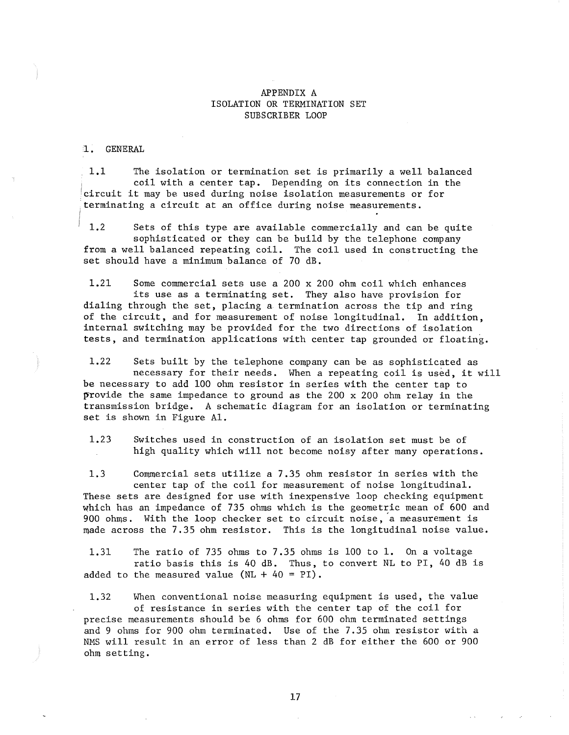# APPENDIX A
## ISOLATION OR TERMINATION SET
## SUBSCRIBER LOOP

### 1. GENERAL

1.1 The isolation or termination set is primarily a well balanced coil with a center tap. Depending on its connection in the circuit it may be used during noise isolation measurements or for terminating a circuit at an office during noise measurements.

1.2 Sets of this type are available commercially and can be quite sophisticated or they can be build by the telephone company from a well balanced repeating coil. The coil used in constructing the set should have a minimum balance of 70 dB.

1.21 Some commercial sets use a 200 x 200 ohm coil which enhances its use as a terminating set. They also have provision for dialing through the set, placing a termination across the tip and ring of the circuit, and for measurement of noise longitudinal. In addition, internal switching may be provided for the two directions of isolation tests, and termination applications with center tap grounded or floating.

1.22 Sets built by the telephone company can be as sophisticated as necessary for their needs. When a repeating coil is used, it will be necessary to add 100 ohm resistor in series with the center tap to provide the same impedance to ground as the 200 x 200 ohm relay in the transmission bridge. A schematic diagram for an isolation or terminating set is shown in Figure A1.

1.23 Switches used in construction of an isolation set must be of high quality which will not become noisy after many operations.

1.3 Commercial sets utilize a 7.35 ohm resistor in series with the center tap of the coil for measurement of noise longitudinal. These sets are designed for use with inexpensive loop checking equipment which has an impedance of 735 ohms which is the geometric mean of 600 and 900 ohms. With the loop checker set to circuit noise, a measurement is made across the 7.35 ohm resistor. This is the longitudinal noise value.

1.31 The ratio of 735 ohms to 7.35 ohms is 100 to 1. On a voltage ratio basis this is 40 dB. Thus, to convert NL to PI, 40 dB is added to the measured value (NL + 40 = PI).

1.32 When conventional noise measuring equipment is used, the value of resistance in series with the center tap of the coil for precise measurements should be 6 ohms for 600 ohm terminated settings and 9 ohms for 900 ohm terminated. Use of the 7.35 ohm resistor with a NMS will result in an error of less than 2 dB for either the 600 or 900 ohm setting.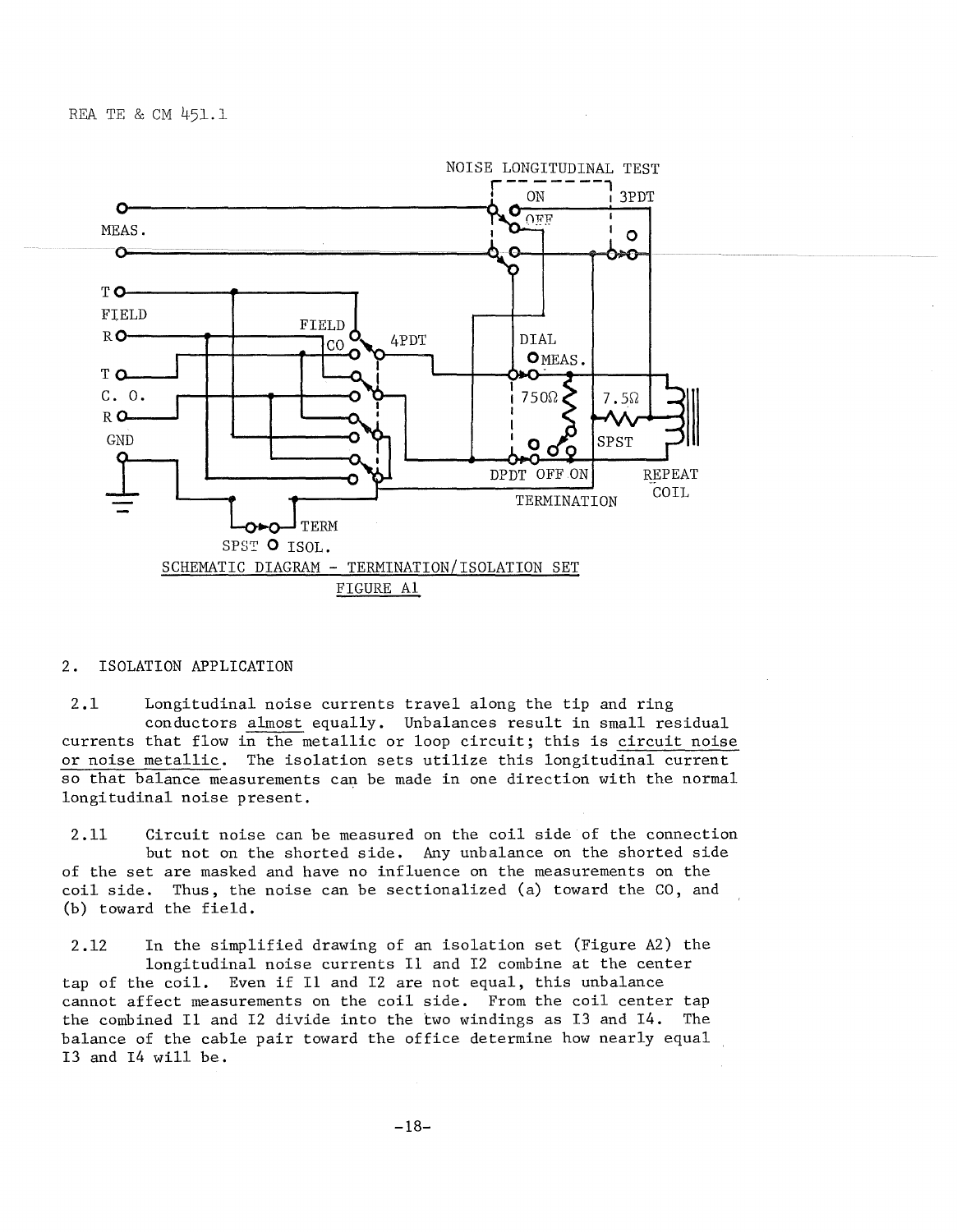SCHEMATIC DIAGRAM - TERMINATION/ISOLATION SET

FIGURE A1

2. ISOLATION APPLICATION

2.1 Longitudinal noise currents travel along the tip and ring conductors almost equally. Unbalances result in small residual currents that flow in the metallic or loop circuit; this is circuit noise or noise metallic. The isolation sets utilize this longitudinal current so that balance measurements can be made in one direction with the normal longitudinal noise present.

2.11 Circuit noise can be measured on the coil side of the connection but not on the shorted side. Any unbalance on the shorted side of the set are masked and have no influence on the measurements on the coil side. Thus, the noise can be sectionalized (a) toward the CO, and (b) toward the field.

2.12 In the simplified drawing of an isolation set (Figure A2) the longitudinal noise currents I1 and I2 combine at the center tap of the coil. Even if I1 and I2 are not equal, this unbalance cannot affect measurements on the coil side. From the coil center tap the combined I1 and I2 divide into the two windings as I3 and I4. The balance of the cable pair toward the office determine how nearly equal I3 and I4 will be.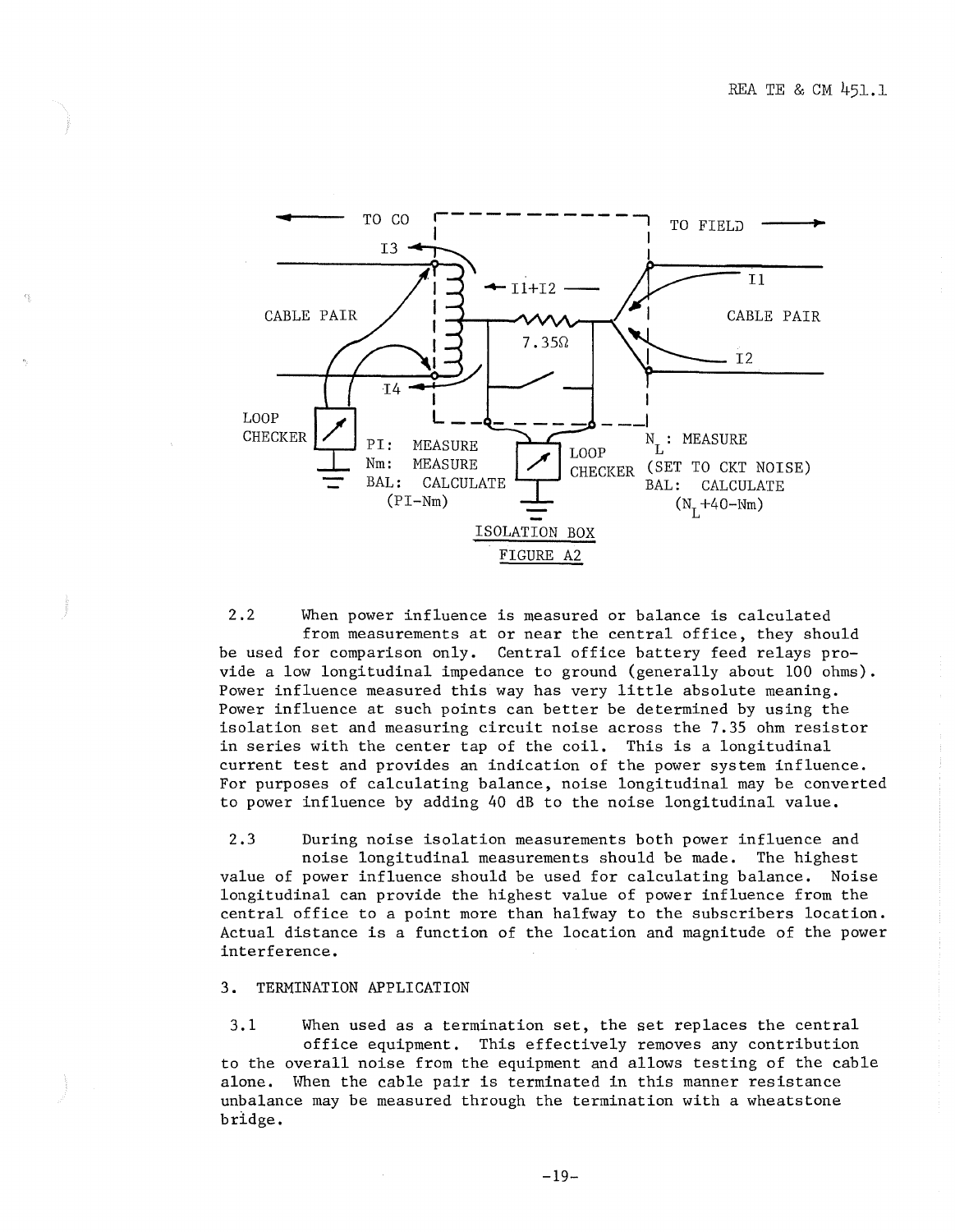TO CO — TO FIELD

I3 — I1+I2 — I1

CABLE PAIR — 7.35Ω — CABLE PAIR

I4 — I2

LOOP CHECKER

PI: MEASURE
Nm: MEASURE
BAL: CALCULATE (PI-Nm)

LOOP CHECKER

$N_L$: MEASURE (SET TO CKT NOISE)
BAL: CALCULATE ($N_L$+40-Nm)

ISOLATION BOX

FIGURE A2

2.2 When power influence is measured or balance is calculated from measurements at or near the central office, they should be used for comparison only. Central office battery feed relays provide a low longitudinal impedance to ground (generally about 100 ohms). Power influence measured this way has very little absolute meaning. Power influence at such points can better be determined by using the isolation set and measuring circuit noise across the 7.35 ohm resistor in series with the center tap of the coil. This is a longitudinal current test and provides an indication of the power system influence. For purposes of calculating balance, noise longitudinal may be converted to power influence by adding 40 dB to the noise longitudinal value.

2.3 During noise isolation measurements both power influence and noise longitudinal measurements should be made. The highest value of power influence should be used for calculating balance. Noise longitudinal can provide the highest value of power influence from the central office to a point more than halfway to the subscribers location. Actual distance is a function of the location and magnitude of the power interference.

3. TERMINATION APPLICATION

3.1 When used as a termination set, the set replaces the central office equipment. This effectively removes any contribution to the overall noise from the equipment and allows testing of the cable alone. When the cable pair is terminated in this manner resistance unbalance may be measured through the termination with a wheatstone bridge.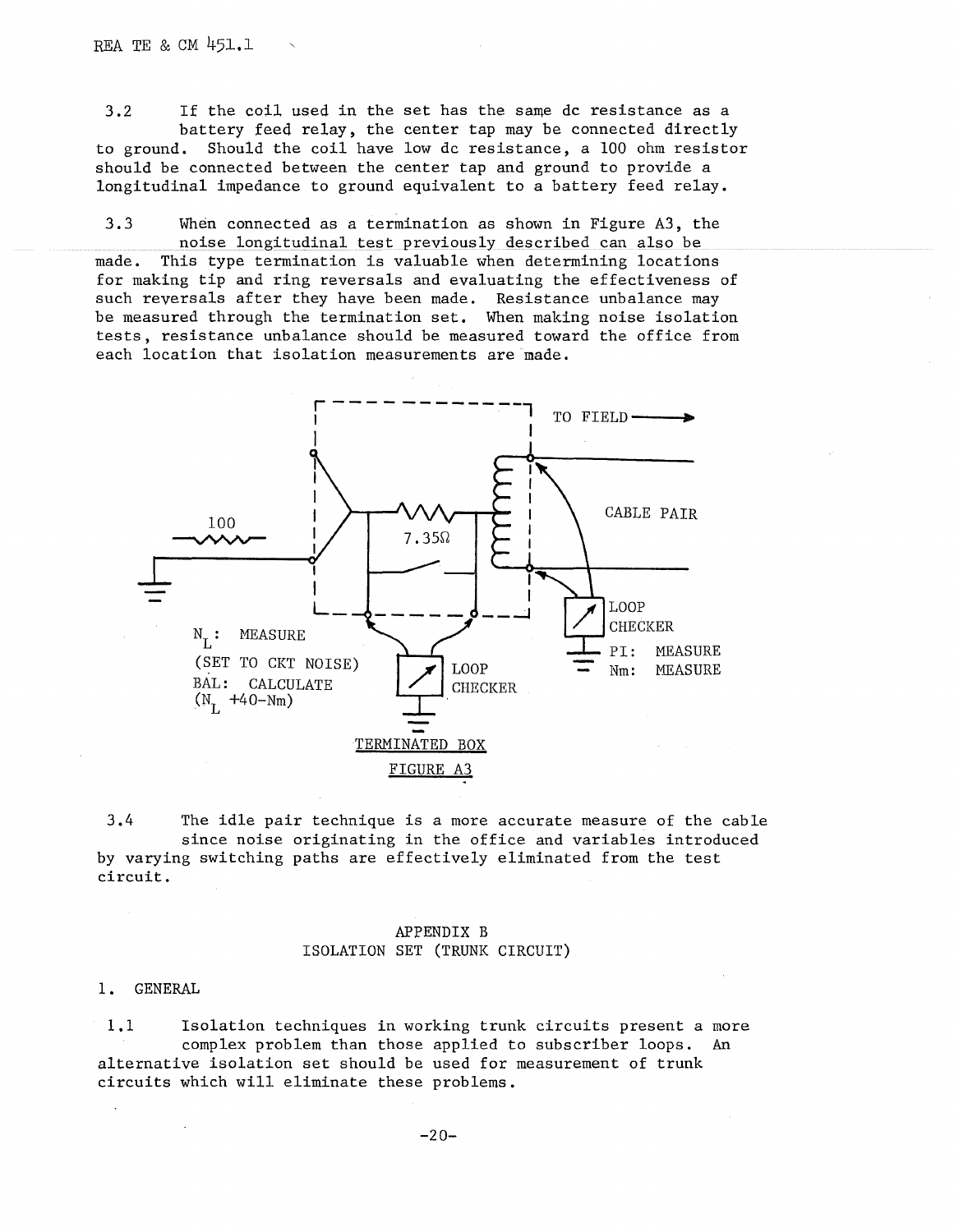3.2 If the coil used in the set has the same dc resistance as a battery feed relay, the center tap may be connected directly to ground. Should the coil have low dc resistance, a 100 ohm resistor should be connected between the center tap and ground to provide a longitudinal impedance to ground equivalent to a battery feed relay.

3.3 When connected as a termination as shown in Figure A3, the noise longitudinal test previously described can also be made. This type termination is valuable when determining locations for making tip and ring reversals and evaluating the effectiveness of such reversals after they have been made. Resistance unbalance may be measured through the termination set. When making noise isolation tests, resistance unbalance should be measured toward the office from each location that isolation measurements are made.

TO FIELD →

CABLE PAIR

100

7.35Ω

$N_L$: MEASURE
(SET TO CKT NOISE)
BAL: CALCULATE
($N_L$ +40-Nm)

LOOP CHECKER

LOOP CHECKER
PI: MEASURE
Nm: MEASURE

TERMINATED BOX

FIGURE A3

3.4 The idle pair technique is a more accurate measure of the cable since noise originating in the office and variables introduced by varying switching paths are effectively eliminated from the test circuit.

## APPENDIX B
## ISOLATION SET (TRUNK CIRCUIT)

### 1. GENERAL

1.1 Isolation techniques in working trunk circuits present a more complex problem than those applied to subscriber loops. An alternative isolation set should be used for measurement of trunk circuits which will eliminate these problems.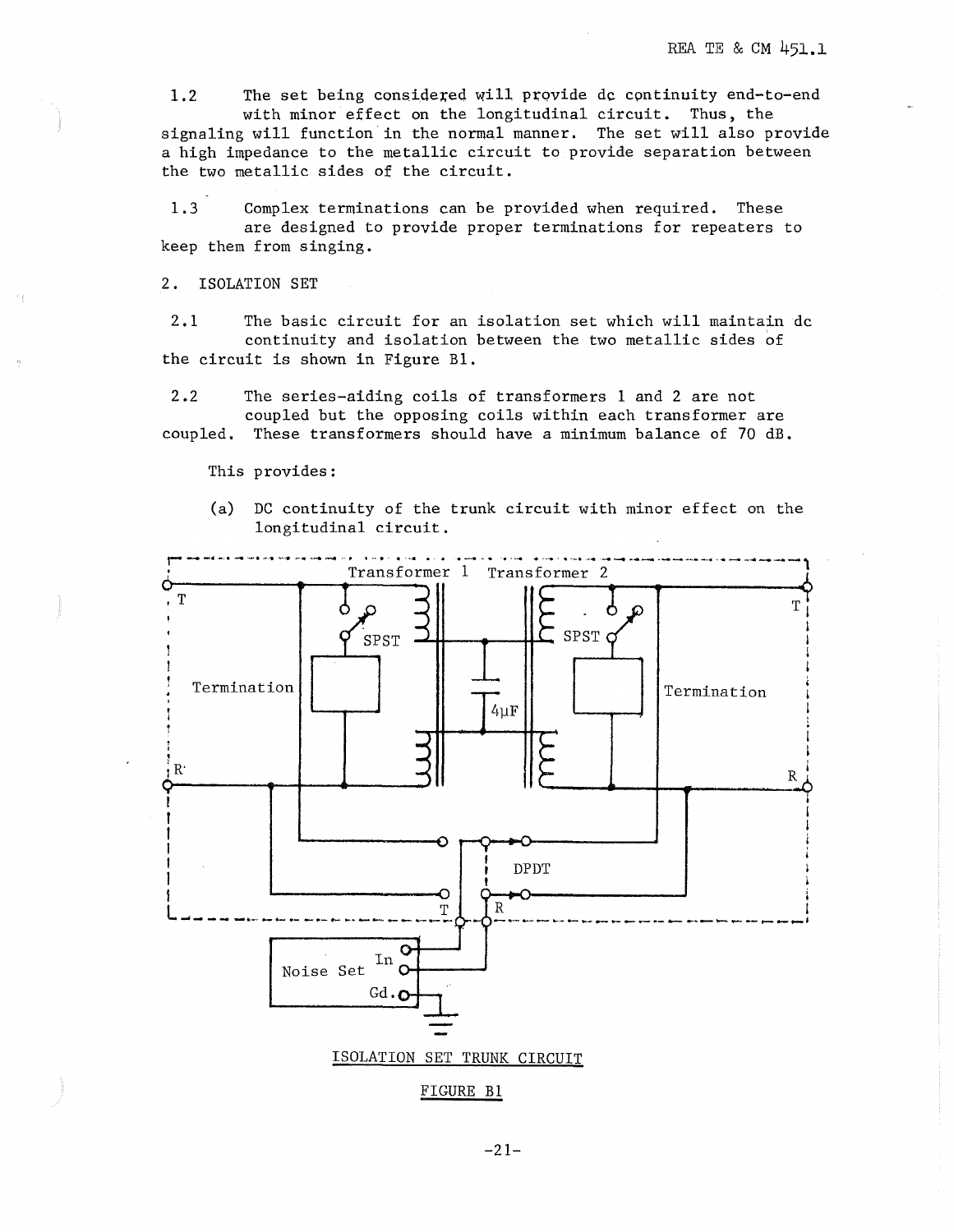1.2 The set being considered will provide dc continuity end-to-end with minor effect on the longitudinal circuit. Thus, the signaling will function in the normal manner. The set will also provide a high impedance to the metallic circuit to provide separation between the two metallic sides of the circuit.

1.3 Complex terminations can be provided when required. These are designed to provide proper terminations for repeaters to keep them from singing.

## 2. ISOLATION SET

2.1 The basic circuit for an isolation set which will maintain dc continuity and isolation between the two metallic sides of the circuit is shown in Figure B1.

2.2 The series-aiding coils of transformers 1 and 2 are not coupled but the opposing coils within each transformer are coupled. These transformers should have a minimum balance of 70 dB.

This provides:

(a) DC continuity of the trunk circuit with minor effect on the longitudinal circuit.

ISOLATION SET TRUNK CIRCUIT

FIGURE B1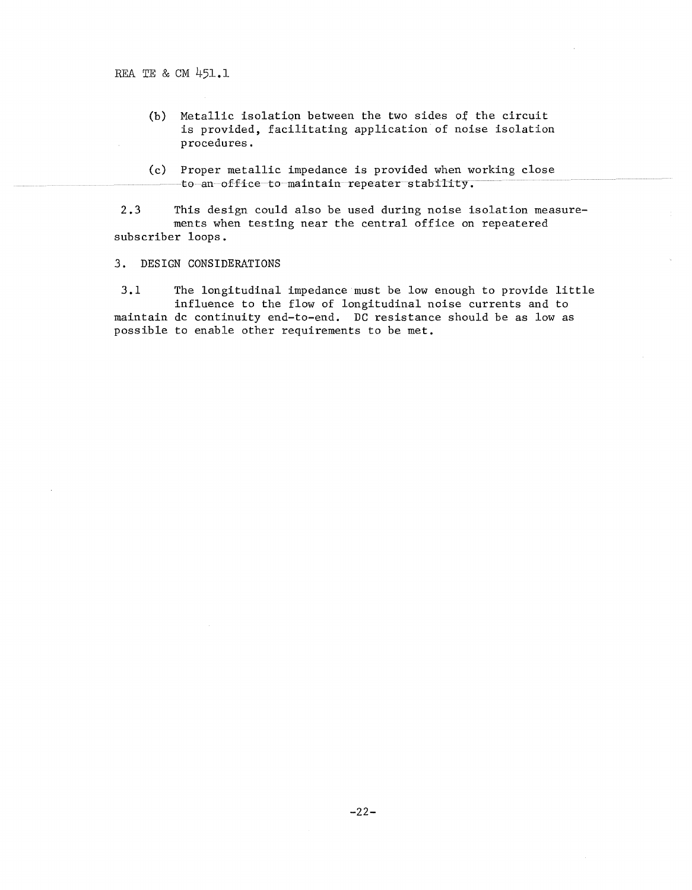(b) Metallic isolation between the two sides of the circuit is provided, facilitating application of noise isolation procedures.

(c) Proper metallic impedance is provided when working close to an office to maintain repeater stability.

2.3 This design could also be used during noise isolation measurements when testing near the central office on repeatered subscriber loops.

## 3. DESIGN CONSIDERATIONS

3.1 The longitudinal impedance must be low enough to provide little influence to the flow of longitudinal noise currents and to maintain dc continuity end-to-end. DC resistance should be as low as possible to enable other requirements to be met.